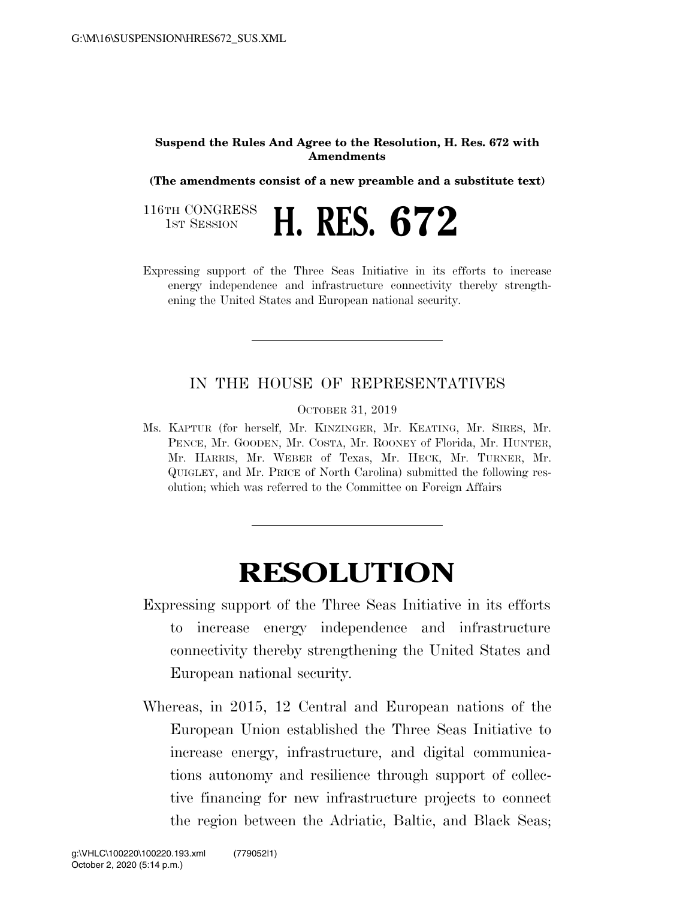**Suspend the Rules And Agree to the Resolution, H. Res. 672 with Amendments**

**(The amendments consist of a new preamble and a substitute text)**

116TH CONGRESS
1ST SESSION

# H. RES. 672

Expressing support of the Three Seas Initiative in its efforts to increase energy independence and infrastructure connectivity thereby strengthening the United States and European national security.

---

IN THE HOUSE OF REPRESENTATIVES

OCTOBER 31, 2019

Ms. KAPTUR (for herself, Mr. KINZINGER, Mr. KEATING, Mr. SIRES, Mr. PENCE, Mr. GOODEN, Mr. COSTA, Mr. ROONEY of Florida, Mr. HUNTER, Mr. HARRIS, Mr. WEBER of Texas, Mr. HECK, Mr. TURNER, Mr. QUIGLEY, and Mr. PRICE of North Carolina) submitted the following resolution; which was referred to the Committee on Foreign Affairs

---

# RESOLUTION

Expressing support of the Three Seas Initiative in its efforts to increase energy independence and infrastructure connectivity thereby strengthening the United States and European national security.

Whereas, in 2015, 12 Central and European nations of the European Union established the Three Seas Initiative to increase energy, infrastructure, and digital communications autonomy and resilience through support of collective financing for new infrastructure projects to connect the region between the Adriatic, Baltic, and Black Seas;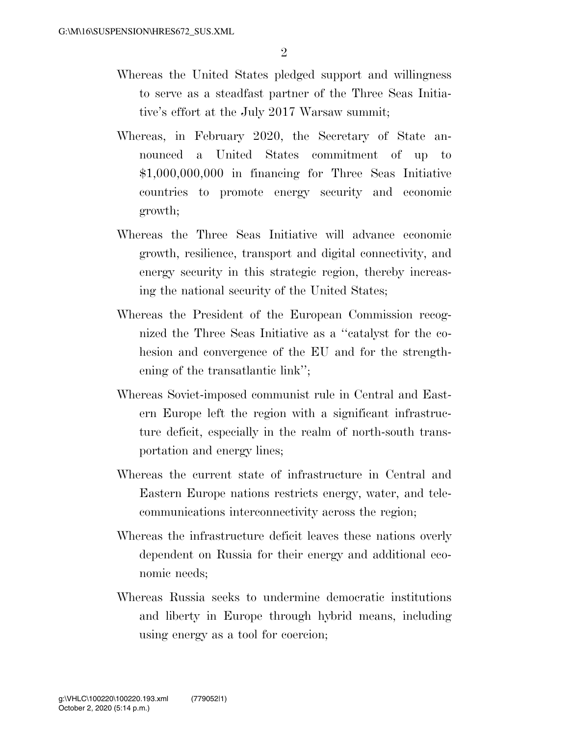Whereas the United States pledged support and willingness to serve as a steadfast partner of the Three Seas Initiative's effort at the July 2017 Warsaw summit;

Whereas, in February 2020, the Secretary of State announced a United States commitment of up to $1,000,000,000 in financing for Three Seas Initiative countries to promote energy security and economic growth;

Whereas the Three Seas Initiative will advance economic growth, resilience, transport and digital connectivity, and energy security in this strategic region, thereby increasing the national security of the United States;

Whereas the President of the European Commission recognized the Three Seas Initiative as a "catalyst for the cohesion and convergence of the EU and for the strengthening of the transatlantic link";

Whereas Soviet-imposed communist rule in Central and Eastern Europe left the region with a significant infrastructure deficit, especially in the realm of north-south transportation and energy lines;

Whereas the current state of infrastructure in Central and Eastern Europe nations restricts energy, water, and telecommunications interconnectivity across the region;

Whereas the infrastructure deficit leaves these nations overly dependent on Russia for their energy and additional economic needs;

Whereas Russia seeks to undermine democratic institutions and liberty in Europe through hybrid means, including using energy as a tool for coercion;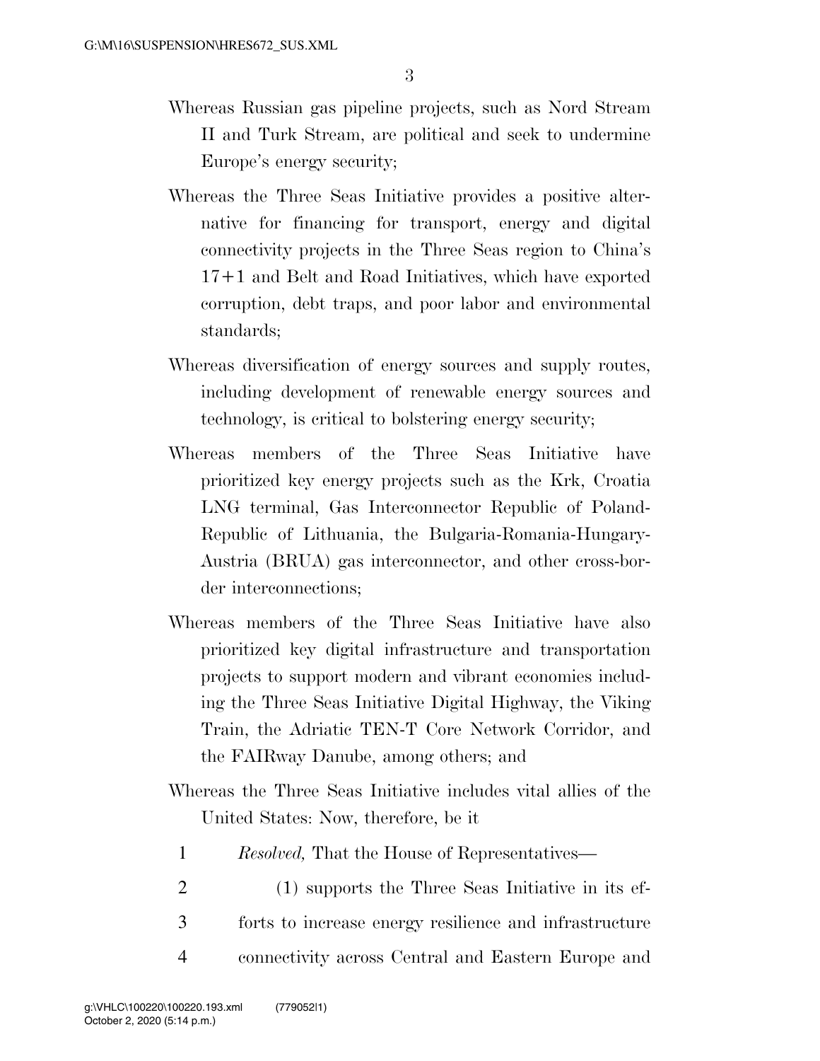Whereas Russian gas pipeline projects, such as Nord Stream II and Turk Stream, are political and seek to undermine Europe's energy security;

Whereas the Three Seas Initiative provides a positive alternative for financing for transport, energy and digital connectivity projects in the Three Seas region to China's 17+1 and Belt and Road Initiatives, which have exported corruption, debt traps, and poor labor and environmental standards;

Whereas diversification of energy sources and supply routes, including development of renewable energy sources and technology, is critical to bolstering energy security;

Whereas members of the Three Seas Initiative have prioritized key energy projects such as the Krk, Croatia LNG terminal, Gas Interconnector Republic of Poland-Republic of Lithuania, the Bulgaria-Romania-Hungary-Austria (BRUA) gas interconnector, and other cross-border interconnections;

Whereas members of the Three Seas Initiative have also prioritized key digital infrastructure and transportation projects to support modern and vibrant economies including the Three Seas Initiative Digital Highway, the Viking Train, the Adriatic TEN-T Core Network Corridor, and the FAIRway Danube, among others; and

Whereas the Three Seas Initiative includes vital allies of the United States: Now, therefore, be it

1 *Resolved,* That the House of Representatives—

2 (1) supports the Three Seas Initiative in its ef-

3 forts to increase energy resilience and infrastructure

4 connectivity across Central and Eastern Europe and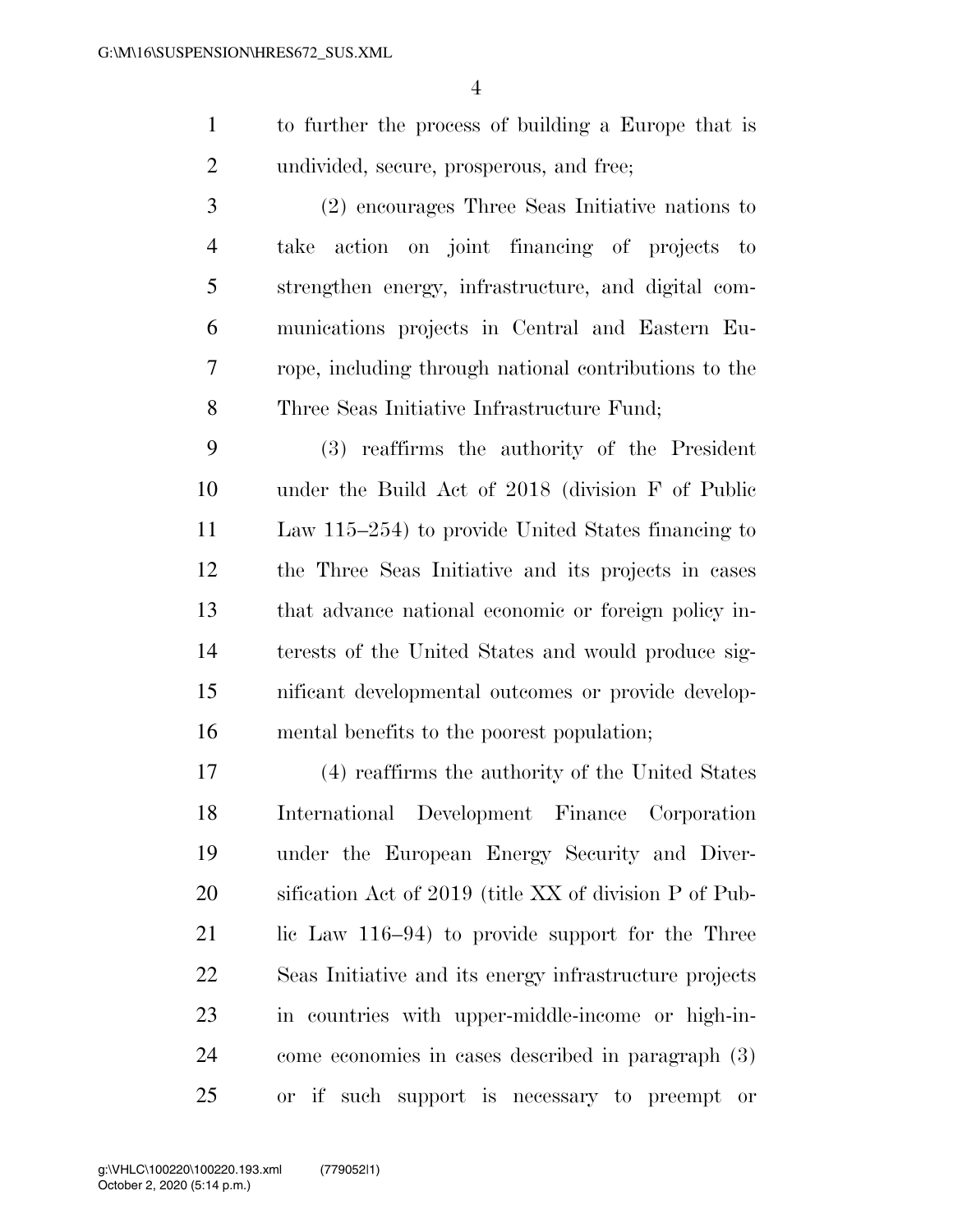to further the process of building a Europe that is undivided, secure, prosperous, and free;

(2) encourages Three Seas Initiative nations to take action on joint financing of projects to strengthen energy, infrastructure, and digital communications projects in Central and Eastern Europe, including through national contributions to the Three Seas Initiative Infrastructure Fund;

(3) reaffirms the authority of the President under the Build Act of 2018 (division F of Public Law 115–254) to provide United States financing to the Three Seas Initiative and its projects in cases that advance national economic or foreign policy interests of the United States and would produce significant developmental outcomes or provide developmental benefits to the poorest population;

(4) reaffirms the authority of the United States International Development Finance Corporation under the European Energy Security and Diversification Act of 2019 (title XX of division P of Public Law 116–94) to provide support for the Three Seas Initiative and its energy infrastructure projects in countries with upper-middle-income or high-income economies in cases described in paragraph (3) or if such support is necessary to preempt or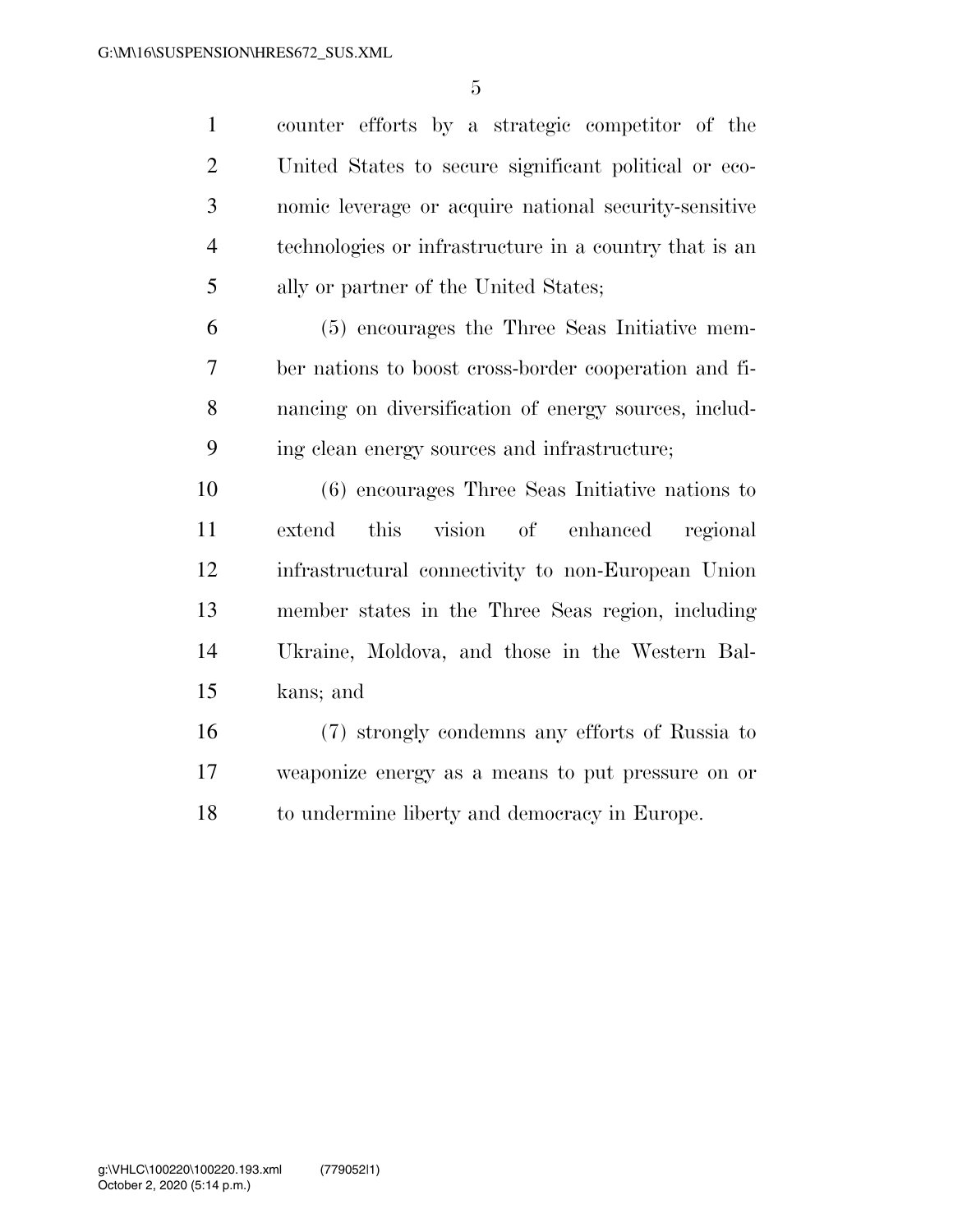counter efforts by a strategic competitor of the United States to secure significant political or economic leverage or acquire national security-sensitive technologies or infrastructure in a country that is an ally or partner of the United States;

(5) encourages the Three Seas Initiative member nations to boost cross-border cooperation and financing on diversification of energy sources, including clean energy sources and infrastructure;

(6) encourages Three Seas Initiative nations to extend this vision of enhanced regional infrastructural connectivity to non-European Union member states in the Three Seas region, including Ukraine, Moldova, and those in the Western Balkans; and

(7) strongly condemns any efforts of Russia to weaponize energy as a means to put pressure on or to undermine liberty and democracy in Europe.